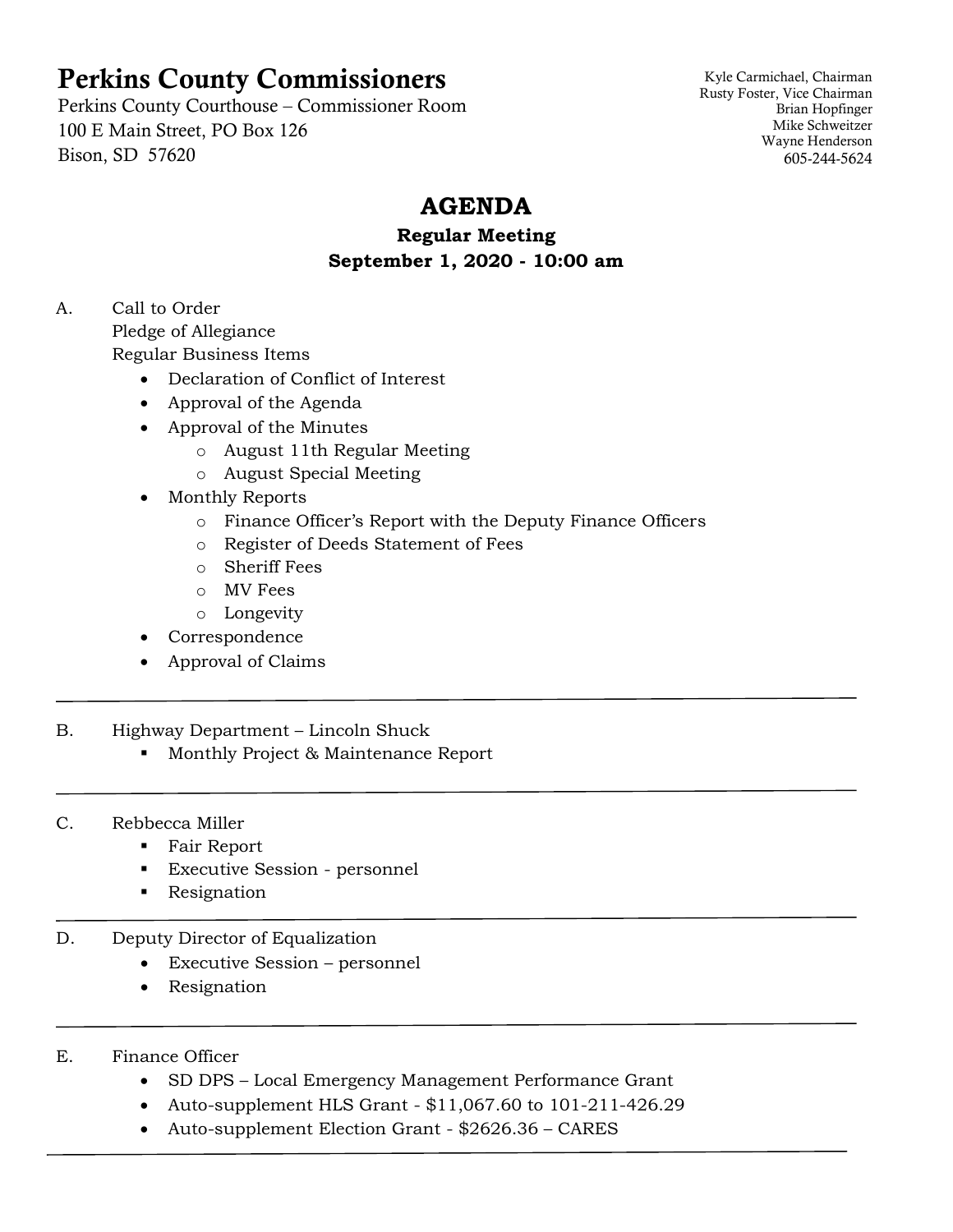# Perkins County Commissioners

Perkins County Courthouse – Commissioner Room
100 E Main Street, PO Box 126
Bison, SD 57620

Kyle Carmichael, Chairman
Rusty Foster, Vice Chairman
Brian Hopfinger
Mike Schweitzer
Wayne Henderson
605-244-5624

## AGENDA

### Regular Meeting
### September 1, 2020 - 10:00 am

A. Call to Order
Pledge of Allegiance
Regular Business Items

- Declaration of Conflict of Interest
- Approval of the Agenda
- Approval of the Minutes
  - August 11th Regular Meeting
  - August Special Meeting
- Monthly Reports
  - Finance Officer's Report with the Deputy Finance Officers
  - Register of Deeds Statement of Fees
  - Sheriff Fees
  - MV Fees
  - Longevity
- Correspondence
- Approval of Claims

---

B. Highway Department – Lincoln Shuck

- Monthly Project & Maintenance Report

---

C. Rebbecca Miller

- Fair Report
- Executive Session - personnel
- Resignation

---

D. Deputy Director of Equalization

- Executive Session – personnel
- Resignation

---

E. Finance Officer

- SD DPS – Local Emergency Management Performance Grant
- Auto-supplement HLS Grant - $11,067.60 to 101-211-426.29
- Auto-supplement Election Grant - $2626.36 – CARES

---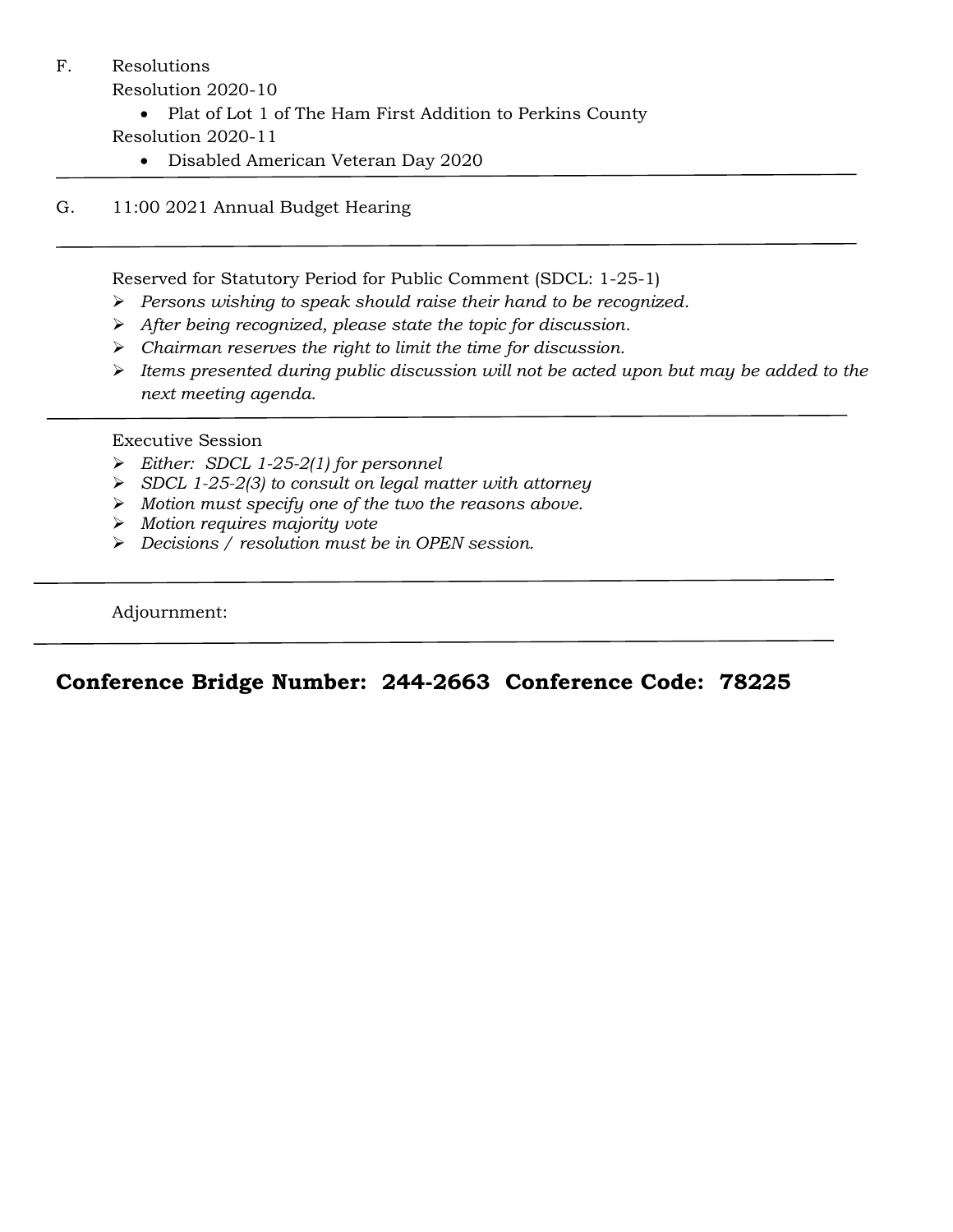F. Resolutions

Resolution 2020-10

- Plat of Lot 1 of The Ham First Addition to Perkins County

Resolution 2020-11

- Disabled American Veteran Day 2020

---

G. 11:00 2021 Annual Budget Hearing

---

Reserved for Statutory Period for Public Comment (SDCL: 1-25-1)

- *Persons wishing to speak should raise their hand to be recognized.*
- *After being recognized, please state the topic for discussion.*
- *Chairman reserves the right to limit the time for discussion.*
- *Items presented during public discussion will not be acted upon but may be added to the next meeting agenda.*

---

Executive Session

- *Either: SDCL 1-25-2(1) for personnel*
- *SDCL 1-25-2(3) to consult on legal matter with attorney*
- *Motion must specify one of the two the reasons above.*
- *Motion requires majority vote*
- *Decisions / resolution must be in OPEN session.*

---

Adjournment:

---

**Conference Bridge Number: 244-2663 Conference Code: 78225**